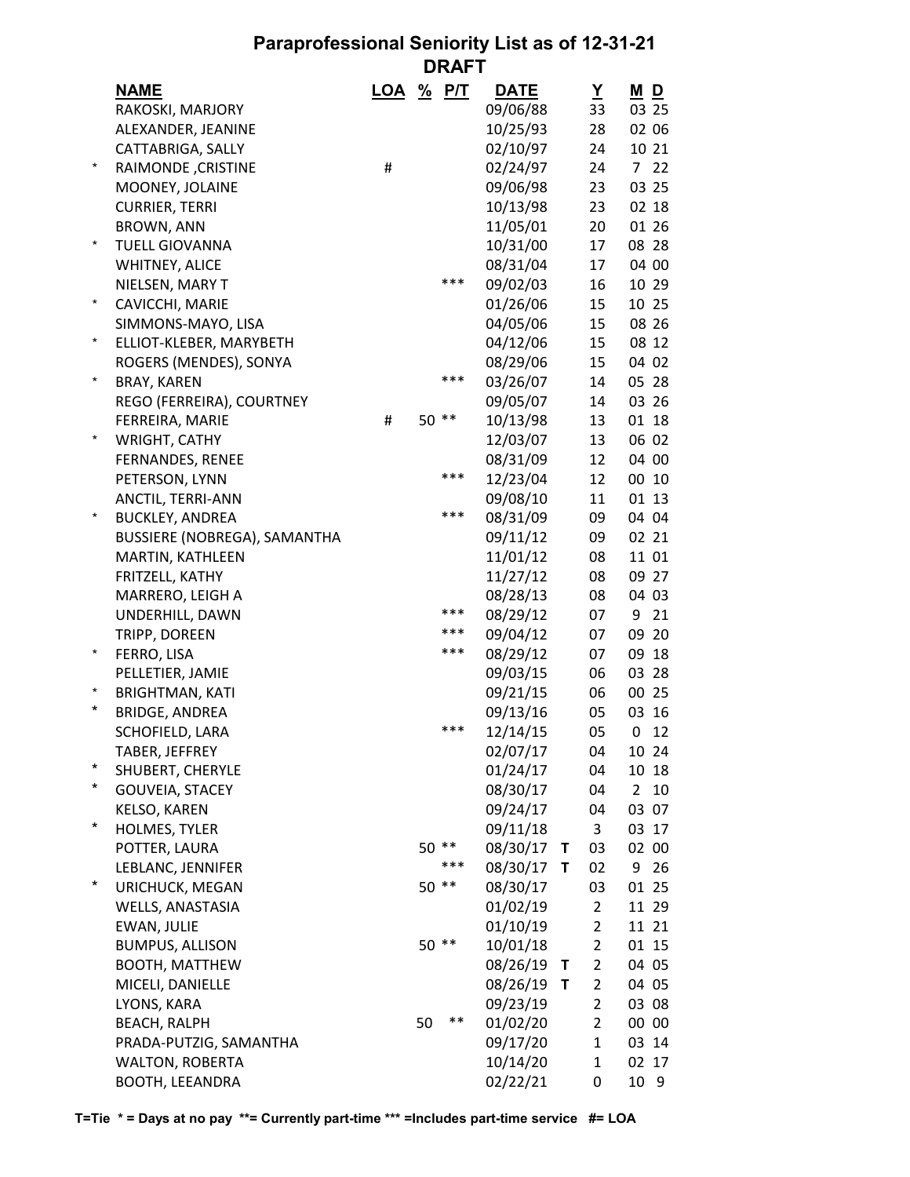# Paraprofessional Seniority List as of 12-31-21
## DRAFT

| | NAME | LOA | % | P/T | DATE | | Y | M | D |
|---|---|---|---|---|---|---|---|---|---|
| | RAKOSKI, MARJORY | | | | 09/06/88 | | 33 | 03 | 25 |
| | ALEXANDER, JEANINE | | | | 10/25/93 | | 28 | 02 | 06 |
| | CATTABRIGA, SALLY | | | | 02/10/97 | | 24 | 10 | 21 |
| * | RAIMONDE ,CRISTINE | # | | | 02/24/97 | | 24 | 7 | 22 |
| | MOONEY, JOLAINE | | | | 09/06/98 | | 23 | 03 | 25 |
| | CURRIER, TERRI | | | | 10/13/98 | | 23 | 02 | 18 |
| | BROWN, ANN | | | | 11/05/01 | | 20 | 01 | 26 |
| * | TUELL GIOVANNA | | | | 10/31/00 | | 17 | 08 | 28 |
| | WHITNEY, ALICE | | | | 08/31/04 | | 17 | 04 | 00 |
| | NIELSEN, MARY T | | | *** | 09/02/03 | | 16 | 10 | 29 |
| * | CAVICCHI, MARIE | | | | 01/26/06 | | 15 | 10 | 25 |
| | SIMMONS-MAYO, LISA | | | | 04/05/06 | | 15 | 08 | 26 |
| * | ELLIOT-KLEBER, MARYBETH | | | | 04/12/06 | | 15 | 08 | 12 |
| | ROGERS (MENDES), SONYA | | | | 08/29/06 | | 15 | 04 | 02 |
| * | BRAY, KAREN | | | *** | 03/26/07 | | 14 | 05 | 28 |
| | REGO (FERREIRA), COURTNEY | | | | 09/05/07 | | 14 | 03 | 26 |
| | FERREIRA, MARIE | # | 50 | ** | 10/13/98 | | 13 | 01 | 18 |
| * | WRIGHT, CATHY | | | | 12/03/07 | | 13 | 06 | 02 |
| | FERNANDES, RENEE | | | | 08/31/09 | | 12 | 04 | 00 |
| | PETERSON, LYNN | | | *** | 12/23/04 | | 12 | 00 | 10 |
| | ANCTIL, TERRI-ANN | | | | 09/08/10 | | 11 | 01 | 13 |
| * | BUCKLEY, ANDREA | | | *** | 08/31/09 | | 09 | 04 | 04 |
| | BUSSIERE (NOBREGA), SAMANTHA | | | | 09/11/12 | | 09 | 02 | 21 |
| | MARTIN, KATHLEEN | | | | 11/01/12 | | 08 | 11 | 01 |
| | FRITZELL, KATHY | | | | 11/27/12 | | 08 | 09 | 27 |
| | MARRERO, LEIGH A | | | | 08/28/13 | | 08 | 04 | 03 |
| | UNDERHILL, DAWN | | | *** | 08/29/12 | | 07 | 9 | 21 |
| | TRIPP, DOREEN | | | *** | 09/04/12 | | 07 | 09 | 20 |
| * | FERRO, LISA | | | *** | 08/29/12 | | 07 | 09 | 18 |
| | PELLETIER, JAMIE | | | | 09/03/15 | | 06 | 03 | 28 |
| * | BRIGHTMAN, KATI | | | | 09/21/15 | | 06 | 00 | 25 |
| * | BRIDGE, ANDREA | | | | 09/13/16 | | 05 | 03 | 16 |
| | SCHOFIELD, LARA | | | *** | 12/14/15 | | 05 | 0 | 12 |
| | TABER, JEFFREY | | | | 02/07/17 | | 04 | 10 | 24 |
| * | SHUBERT, CHERYLE | | | | 01/24/17 | | 04 | 10 | 18 |
| * | GOUVEIA, STACEY | | | | 08/30/17 | | 04 | 2 | 10 |
| | KELSO, KAREN | | | | 09/24/17 | | 04 | 03 | 07 |
| * | HOLMES, TYLER | | | | 09/11/18 | | 3 | 03 | 17 |
| | POTTER, LAURA | | 50 | ** | 08/30/17 | T | 03 | 02 | 00 |
| | LEBLANC, JENNIFER | | | *** | 08/30/17 | T | 02 | 9 | 26 |
| * | URICHUCK, MEGAN | | 50 | ** | 08/30/17 | | 03 | 01 | 25 |
| | WELLS, ANASTASIA | | | | 01/02/19 | | 2 | 11 | 29 |
| | EWAN, JULIE | | | | 01/10/19 | | 2 | 11 | 21 |
| | BUMPUS, ALLISON | | 50 | ** | 10/01/18 | | 2 | 01 | 15 |
| | BOOTH, MATTHEW | | | | 08/26/19 | T | 2 | 04 | 05 |
| | MICELI, DANIELLE | | | | 08/26/19 | T | 2 | 04 | 05 |
| | LYONS, KARA | | | | 09/23/19 | | 2 | 03 | 08 |
| | BEACH, RALPH | | 50 | ** | 01/02/20 | | 2 | 00 | 00 |
| | PRADA-PUTZIG, SAMANTHA | | | | 09/17/20 | | 1 | 03 | 14 |
| | WALTON, ROBERTA | | | | 10/14/20 | | 1 | 02 | 17 |
| | BOOTH, LEEANDRA | | | | 02/22/21 | | 0 | 10 | 9 |

**T=Tie * = Days at no pay **= Currently part-time *** =Includes part-time service #= LOA**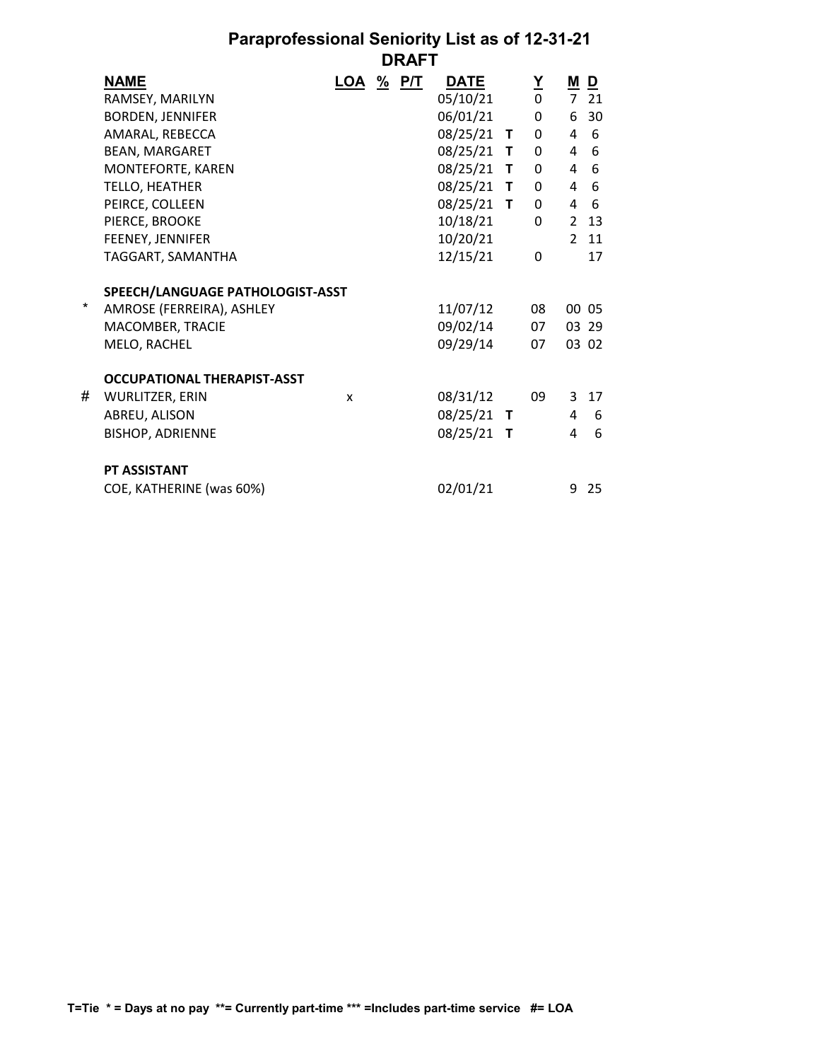# Paraprofessional Seniority List as of 12-31-21

## DRAFT

| | NAME | LOA | % | P/T | DATE | | Y | M | D |
|---|---|---|---|---|---|---|---|---|---|
| | RAMSEY, MARILYN | | | | 05/10/21 | | 0 | 7 | 21 |
| | BORDEN, JENNIFER | | | | 06/01/21 | | 0 | 6 | 30 |
| | AMARAL, REBECCA | | | | 08/25/21 | T | 0 | 4 | 6 |
| | BEAN, MARGARET | | | | 08/25/21 | T | 0 | 4 | 6 |
| | MONTEFORTE, KAREN | | | | 08/25/21 | T | 0 | 4 | 6 |
| | TELLO, HEATHER | | | | 08/25/21 | T | 0 | 4 | 6 |
| | PEIRCE, COLLEEN | | | | 08/25/21 | T | 0 | 4 | 6 |
| | PIERCE, BROOKE | | | | 10/18/21 | | 0 | 2 | 13 |
| | FEENEY, JENNIFER | | | | 10/20/21 | | | 2 | 11 |
| | TAGGART, SAMANTHA | | | | 12/15/21 | | 0 | | 17 |
| | **SPEECH/LANGUAGE PATHOLOGIST-ASST** | | | | | | | | |
| * | AMROSE (FERREIRA), ASHLEY | | | | 11/07/12 | | 08 | 00 | 05 |
| | MACOMBER, TRACIE | | | | 09/02/14 | | 07 | 03 | 29 |
| | MELO, RACHEL | | | | 09/29/14 | | 07 | 03 | 02 |
| | **OCCUPATIONAL THERAPIST-ASST** | | | | | | | | |
| # | WURLITZER, ERIN | x | | | 08/31/12 | | 09 | 3 | 17 |
| | ABREU, ALISON | | | | 08/25/21 | T | | 4 | 6 |
| | BISHOP, ADRIENNE | | | | 08/25/21 | T | | 4 | 6 |
| | **PT ASSISTANT** | | | | | | | | |
| | COE, KATHERINE (was 60%) | | | | 02/01/21 | | | 9 | 25 |

**T=Tie * = Days at no pay ** = Currently part-time *** =Includes part-time service #= LOA**